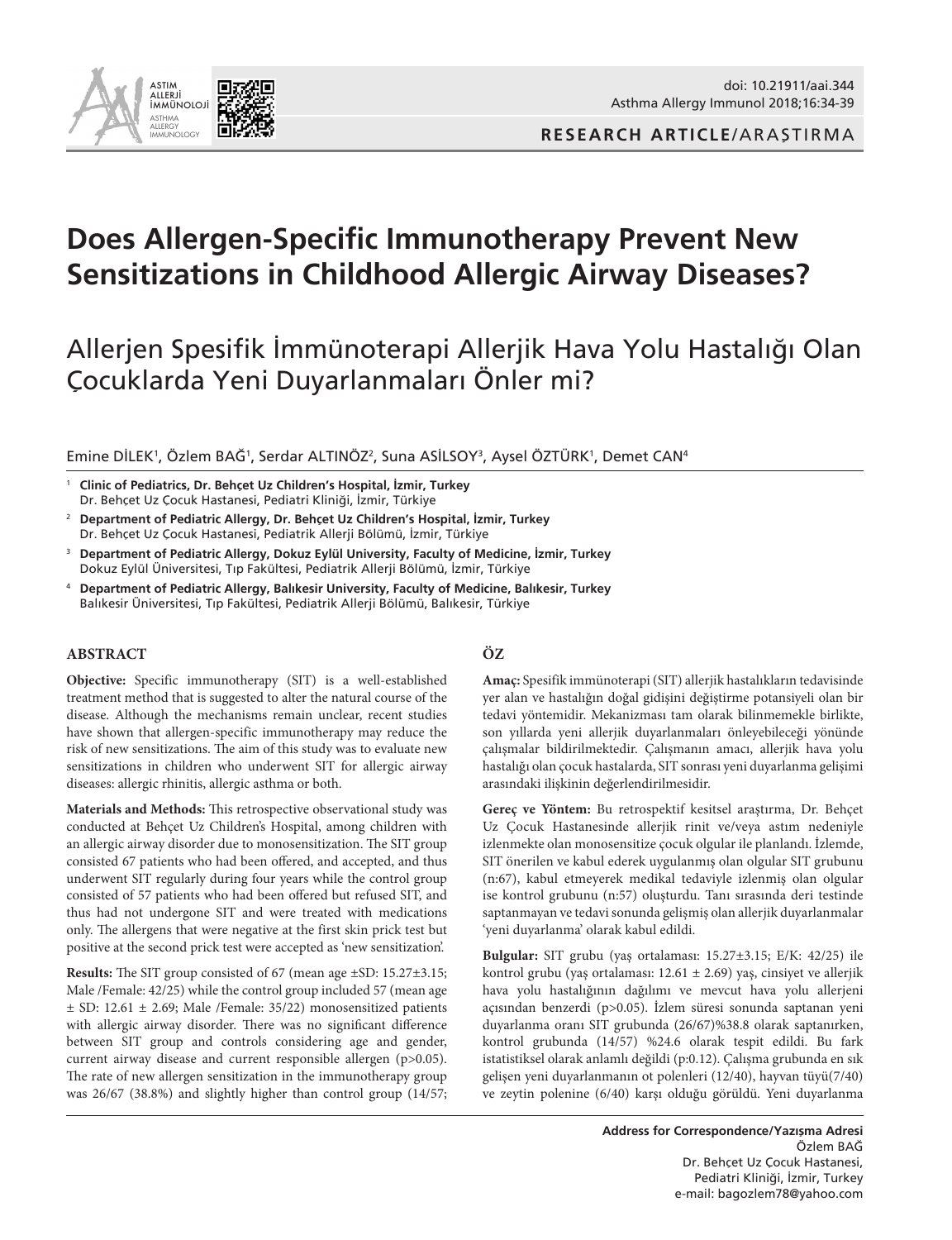doi: 10.21911/aai.344

RESEARCH ARTICLE/ARAŞTIRMA

# Does Allergen-Specific Immunotherapy Prevent New Sensitizations in Childhood Allergic Airway Diseases?

# Allerjen Spesifik İmmünoterapi Allerjik Hava Yolu Hastalığı Olan Çocuklarda Yeni Duyarlanmaları Önler mi?

Emine DİLEK[1], Özlem BAĞ[1], Serdar ALTINÖZ[2], Suna ASİLSOY[3], Aysel ÖZTÜRK[1], Demet CAN[4]

[1] **Clinic of Pediatrics, Dr. Behçet Uz Children's Hospital, İzmir, Turkey**
Dr. Behçet Uz Çocuk Hastanesi, Pediatri Kliniği, İzmir, Türkiye

[2] **Department of Pediatric Allergy, Dr. Behçet Uz Children's Hospital, İzmir, Turkey**
Dr. Behçet Uz Çocuk Hastanesi, Pediatrik Allerji Bölümü, İzmir, Türkiye

[3] **Department of Pediatric Allergy, Dokuz Eylül University, Faculty of Medicine, İzmir, Turkey**
Dokuz Eylül Üniversitesi, Tıp Fakültesi, Pediatrik Allerji Bölümü, İzmir, Türkiye

[4] **Department of Pediatric Allergy, Balıkesir University, Faculty of Medicine, Balıkesir, Turkey**
Balıkesir Üniversitesi, Tıp Fakültesi, Pediatrik Allerji Bölümü, Balıkesir, Türkiye

## ABSTRACT

**Objective:** Specific immunotherapy (SIT) is a well-established treatment method that is suggested to alter the natural course of the disease. Although the mechanisms remain unclear, recent studies have shown that allergen-specific immunotherapy may reduce the risk of new sensitizations. The aim of this study was to evaluate new sensitizations in children who underwent SIT for allergic airway diseases: allergic rhinitis, allergic asthma or both.

**Materials and Methods:** This retrospective observational study was conducted at Behçet Uz Children's Hospital, among children with an allergic airway disorder due to monosensitization. The SIT group consisted 67 patients who had been offered, and accepted, and thus underwent SIT regularly during four years while the control group consisted of 57 patients who had been offered but refused SIT, and thus had not undergone SIT and were treated with medications only. The allergens that were negative at the first skin prick test but positive at the second prick test were accepted as 'new sensitization'.

**Results:** The SIT group consisted of 67 (mean age ±SD: 15.27±3.15; Male /Female: 42/25) while the control group included 57 (mean age ± SD: 12.61 ± 2.69; Male /Female: 35/22) monosensitized patients with allergic airway disorder. There was no significant difference between SIT group and controls considering age and gender, current airway disease and current responsible allergen (p>0.05). The rate of new allergen sensitization in the immunotherapy group was 26/67 (38.8%) and slightly higher than control group (14/57;

## ÖZ

**Amaç:** Spesifik immünoterapi (SIT) allerjik hastalıkların tedavisinde yer alan ve hastalığın doğal gidişini değiştirme potansiyeli olan bir tedavi yöntemidir. Mekanizması tam olarak bilinmemekle birlikte, son yıllarda yeni allerjik duyarlanmaları önleyebileceği yönünde çalışmalar bildirilmektedir. Çalışmanın amacı, allerjik hava yolu hastalığı olan çocuk hastalarda, SIT sonrası yeni duyarlanma gelişimi arasındaki ilişkinin değerlendirilmesidir.

**Gereç ve Yöntem:** Bu retrospektif kesitsel araştırma, Dr. Behçet Uz Çocuk Hastanesinde allerjik rinit ve/veya astım nedeniyle izlenmekte olan monosensitize çocuk olgular ile planlandı. İzlemde, SIT önerilen ve kabul ederek uygulanmış olan olgular SIT grubunu (n:67), kabul etmeyerek medikal tedaviyle izlenmiş olan olgular ise kontrol grubunu (n:57) oluşturdu. Tanı sırasında deri testinde saptanmayan ve tedavi sonunda gelişmiş olan allerjik duyarlanmalar 'yeni duyarlanma' olarak kabul edildi.

**Bulgular:** SIT grubu (yaş ortalaması: 15.27±3.15; E/K: 42/25) ile kontrol grubu (yaş ortalaması: 12.61 ± 2.69) yaş, cinsiyet ve allerjik hava yolu hastalığının dağılımı ve mevcut hava yolu allerjeni açısından benzerdi (p>0.05). İzlem süresi sonunda saptanan yeni duyarlanma oranı SIT grubunda (26/67)%38.8 olarak saptanırken, kontrol grubunda (14/57) %24.6 olarak tespit edildi. Bu fark istatistiksel olarak anlamlı değildi (p:0.12). Çalışma grubunda en sık gelişen yeni duyarlanmanın ot polenleri (12/40), hayvan tüyü(7/40) ve zeytin polenine (6/40) karşı olduğu görüldü. Yeni duyarlanma

**Address for Correspondence/Yazışma Adresi**
Özlem BAĞ
Dr. Behçet Uz Çocuk Hastanesi,
Pediatri Kliniği, İzmir, Turkey
e-mail: bagozlem78@yahoo.com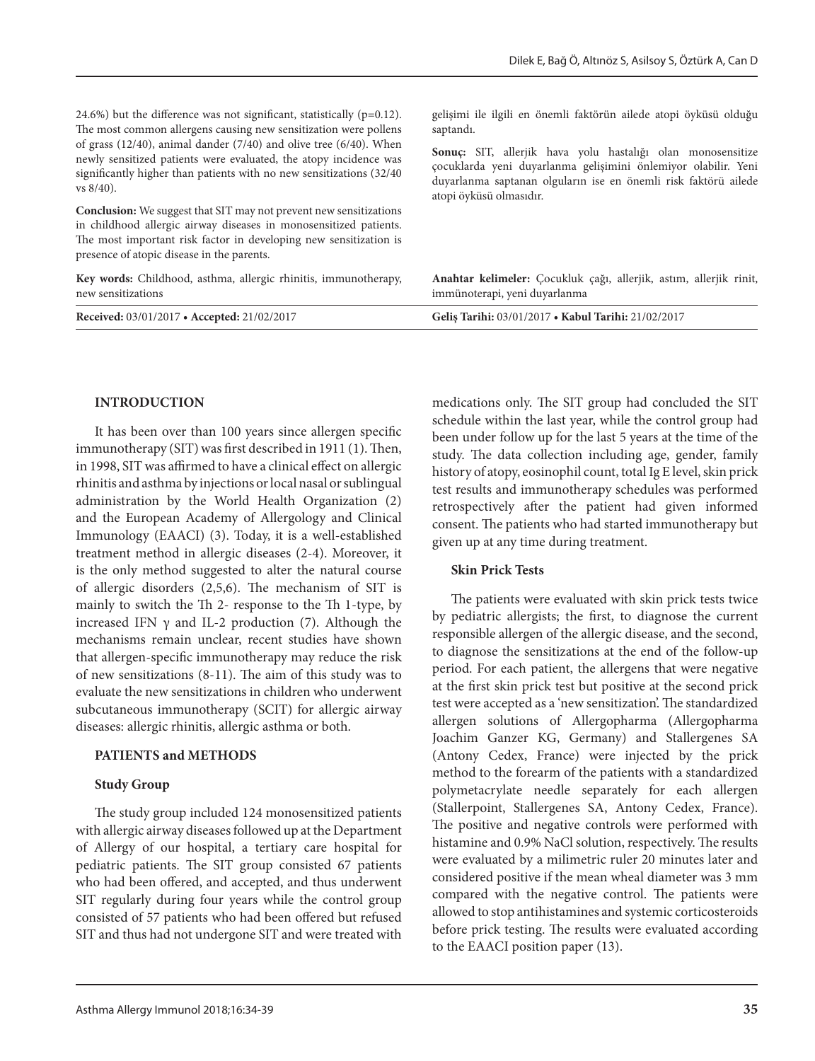24.6%) but the difference was not significant, statistically (p=0.12). The most common allergens causing new sensitization were pollens of grass (12/40), animal dander (7/40) and olive tree (6/40). When newly sensitized patients were evaluated, the atopy incidence was significantly higher than patients with no new sensitizations (32/40 vs 8/40).

**Conclusion:** We suggest that SIT may not prevent new sensitizations in childhood allergic airway diseases in monosensitized patients. The most important risk factor in developing new sensitization is presence of atopic disease in the parents.

**Key words:** Childhood, asthma, allergic rhinitis, immunotherapy, new sensitizations

**Received:** 03/01/2017 • **Accepted:** 21/02/2017

gelişimi ile ilgili en önemli faktörün ailede atopi öyküsü olduğu saptandı.

**Sonuç:** SIT, allerjik hava yolu hastalığı olan monosensitize çocuklarda yeni duyarlanma gelişimini önlemiyor olabilir. Yeni duyarlanma saptanan olguların ise en önemli risk faktörü ailede atopi öyküsü olmasıdır.

**Anahtar kelimeler:** Çocukluk çağı, allerjik, astım, allerjik rinit, immünoterapi, yeni duyarlanma

**Geliş Tarihi:** 03/01/2017 • **Kabul Tarihi:** 21/02/2017

## INTRODUCTION

It has been over than 100 years since allergen specific immunotherapy (SIT) was first described in 1911 (1). Then, in 1998, SIT was affirmed to have a clinical effect on allergic rhinitis and asthma by injections or local nasal or sublingual administration by the World Health Organization (2) and the European Academy of Allergology and Clinical Immunology (EAACI) (3). Today, it is a well-established treatment method in allergic diseases (2-4). Moreover, it is the only method suggested to alter the natural course of allergic disorders (2,5,6). The mechanism of SIT is mainly to switch the Th 2- response to the Th 1-type, by increased IFN γ and IL-2 production (7). Although the mechanisms remain unclear, recent studies have shown that allergen-specific immunotherapy may reduce the risk of new sensitizations (8-11). The aim of this study was to evaluate the new sensitizations in children who underwent subcutaneous immunotherapy (SCIT) for allergic airway diseases: allergic rhinitis, allergic asthma or both.

## PATIENTS and METHODS

### Study Group

The study group included 124 monosensitized patients with allergic airway diseases followed up at the Department of Allergy of our hospital, a tertiary care hospital for pediatric patients. The SIT group consisted 67 patients who had been offered, and accepted, and thus underwent SIT regularly during four years while the control group consisted of 57 patients who had been offered but refused SIT and thus had not undergone SIT and were treated with medications only. The SIT group had concluded the SIT schedule within the last year, while the control group had been under follow up for the last 5 years at the time of the study. The data collection including age, gender, family history of atopy, eosinophil count, total Ig E level, skin prick test results and immunotherapy schedules was performed retrospectively after the patient had given informed consent. The patients who had started immunotherapy but given up at any time during treatment.

### Skin Prick Tests

The patients were evaluated with skin prick tests twice by pediatric allergists; the first, to diagnose the current responsible allergen of the allergic disease, and the second, to diagnose the sensitizations at the end of the follow-up period. For each patient, the allergens that were negative at the first skin prick test but positive at the second prick test were accepted as a 'new sensitization'. The standardized allergen solutions of Allergopharma (Allergopharma Joachim Ganzer KG, Germany) and Stallergenes SA (Antony Cedex, France) were injected by the prick method to the forearm of the patients with a standardized polymetacrylate needle separately for each allergen (Stallerpoint, Stallergenes SA, Antony Cedex, France). The positive and negative controls were performed with histamine and 0.9% NaCl solution, respectively. The results were evaluated by a milimetric ruler 20 minutes later and considered positive if the mean wheal diameter was 3 mm compared with the negative control. The patients were allowed to stop antihistamines and systemic corticosteroids before prick testing. The results were evaluated according to the EAACI position paper (13).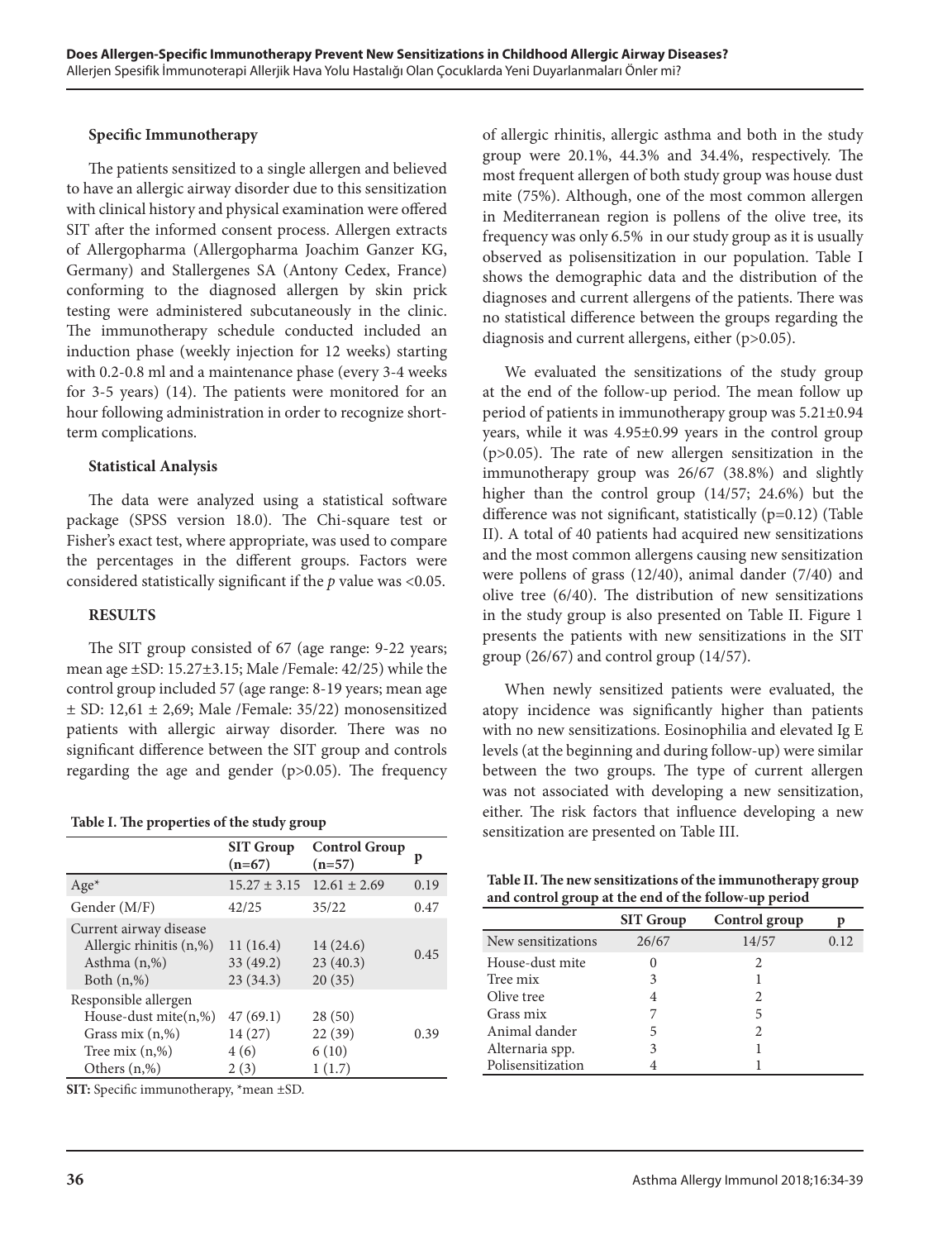### Specific Immunotherapy

The patients sensitized to a single allergen and believed to have an allergic airway disorder due to this sensitization with clinical history and physical examination were offered SIT after the informed consent process. Allergen extracts of Allergopharma (Allergopharma Joachim Ganzer KG, Germany) and Stallergenes SA (Antony Cedex, France) conforming to the diagnosed allergen by skin prick testing were administered subcutaneously in the clinic. The immunotherapy schedule conducted included an induction phase (weekly injection for 12 weeks) starting with 0.2-0.8 ml and a maintenance phase (every 3-4 weeks for 3-5 years) (14). The patients were monitored for an hour following administration in order to recognize short-term complications.

### Statistical Analysis

The data were analyzed using a statistical software package (SPSS version 18.0). The Chi-square test or Fisher's exact test, where appropriate, was used to compare the percentages in the different groups. Factors were considered statistically significant if the *p* value was <0.05.

## RESULTS

The SIT group consisted of 67 (age range: 9-22 years; mean age ±SD: 15.27±3.15; Male /Female: 42/25) while the control group included 57 (age range: 8-19 years; mean age ± SD: 12,61 ± 2,69; Male /Female: 35/22) monosensitized patients with allergic airway disorder. There was no significant difference between the SIT group and controls regarding the age and gender (p>0.05). The frequency of allergic rhinitis, allergic asthma and both in the study group were 20.1%, 44.3% and 34.4%, respectively. The most frequent allergen of both study group was house dust mite (75%). Although, one of the most common allergen in Mediterranean region is pollens of the olive tree, its frequency was only 6.5% in our study group as it is usually observed as polisensitization in our population. Table I shows the demographic data and the distribution of the diagnoses and current allergens of the patients. There was no statistical difference between the groups regarding the diagnosis and current allergens, either (p>0.05).

**Table I. The properties of the study group**

| | SIT Group (n=67) | Control Group (n=57) | p |
|---|---|---|---|
| Age* | 15.27 ± 3.15 | 12.61 ± 2.69 | 0.19 |
| Gender (M/F) | 42/25 | 35/22 | 0.47 |
| Current airway disease | | | |
| Allergic rhinitis (n,%) | 11 (16.4) | 14 (24.6) | 0.45 |
| Asthma (n,%) | 33 (49.2) | 23 (40.3) | |
| Both (n,%) | 23 (34.3) | 20 (35) | |
| Responsible allergen | | | |
| House-dust mite(n,%) | 47 (69.1) | 28 (50) | 0.39 |
| Grass mix (n,%) | 14 (27) | 22 (39) | |
| Tree mix (n,%) | 4 (6) | 6 (10) | |
| Others (n,%) | 2 (3) | 1 (1.7) | |

**SIT:** Specific immunotherapy, *mean ±SD.

We evaluated the sensitizations of the study group at the end of the follow-up period. The mean follow up period of patients in immunotherapy group was 5.21±0.94 years, while it was 4.95±0.99 years in the control group (p>0.05). The rate of new allergen sensitization in the immunotherapy group was 26/67 (38.8%) and slightly higher than the control group (14/57; 24.6%) but the difference was not significant, statistically (p=0.12) (Table II). A total of 40 patients had acquired new sensitizations and the most common allergens causing new sensitization were pollens of grass (12/40), animal dander (7/40) and olive tree (6/40). The distribution of new sensitizations in the study group is also presented on Table II. Figure 1 presents the patients with new sensitizations in the SIT group (26/67) and control group (14/57).

When newly sensitized patients were evaluated, the atopy incidence was significantly higher than patients with no new sensitizations. Eosinophilia and elevated Ig E levels (at the beginning and during follow-up) were similar between the two groups. The type of current allergen was not associated with developing a new sensitization, either. The risk factors that influence developing a new sensitization are presented on Table III.

**Table II. The new sensitizations of the immunotherapy group and control group at the end of the follow-up period**

| | SIT Group | Control group | p |
|---|---|---|---|
| New sensitizations | 26/67 | 14/57 | 0.12 |
| House-dust mite | 0 | 2 | |
| Tree mix | 3 | 1 | |
| Olive tree | 4 | 2 | |
| Grass mix | 7 | 5 | |
| Animal dander | 5 | 2 | |
| Alternaria spp. | 3 | 1 | |
| Polisensitization | 4 | 1 | |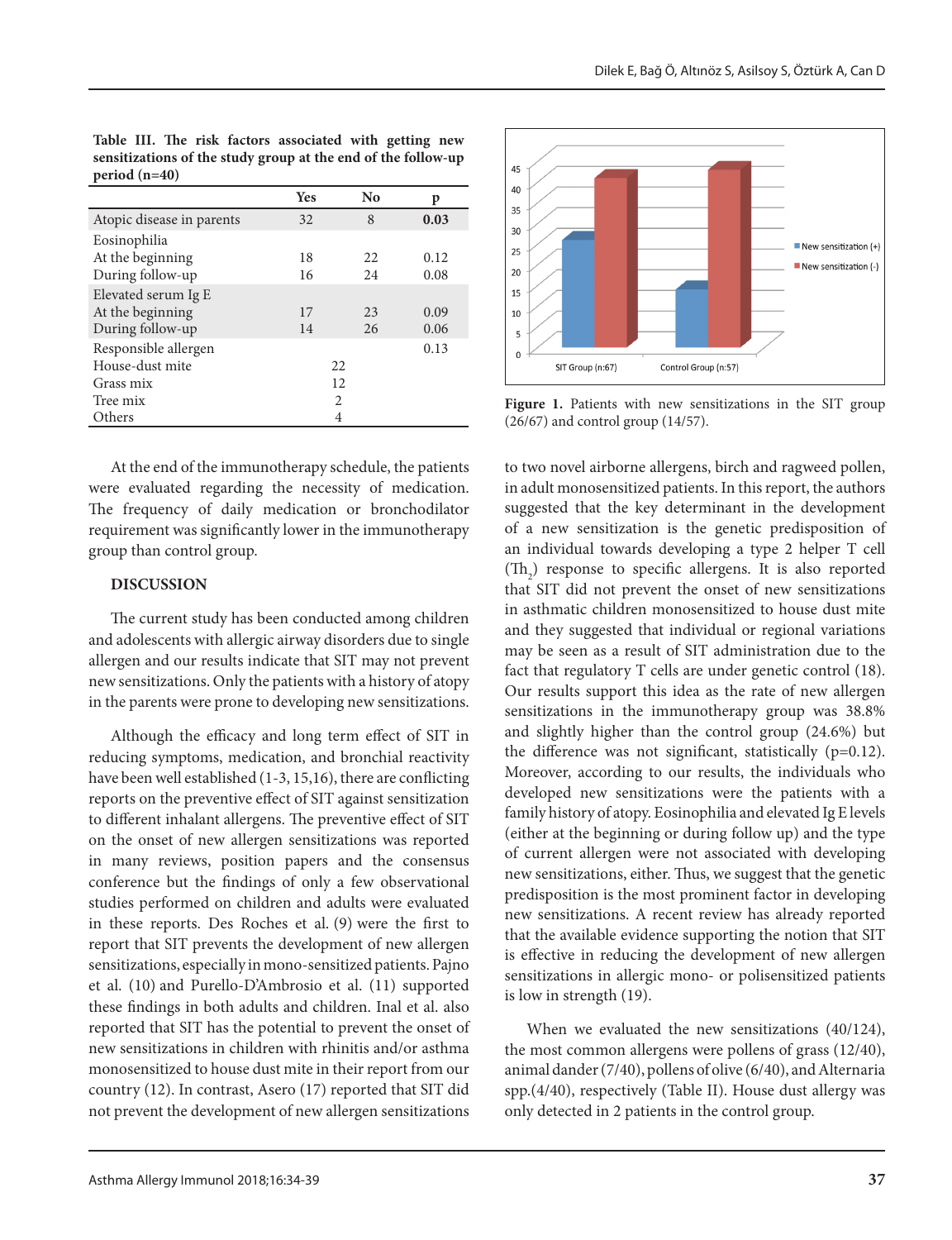**Table III. The risk factors associated with getting new sensitizations of the study group at the end of the follow-up period (n=40)**

| | Yes | No | p |
|---|---|---|---|
| Atopic disease in parents | 32 | 8 | **0.03** |
| Eosinophilia | | | |
| At the beginning | 18 | 22 | 0.12 |
| During follow-up | 16 | 24 | 0.08 |
| Elevated serum Ig E | | | |
| At the beginning | 17 | 23 | 0.09 |
| During follow-up | 14 | 26 | 0.06 |
| Responsible allergen | | | 0.13 |
| House-dust mite | 22 | | |
| Grass mix | 12 | | |
| Tree mix | 2 | | |
| Others | 4 | | |

**Figure 1.** Patients with new sensitizations in the SIT group (26/67) and control group (14/57).

At the end of the immunotherapy schedule, the patients were evaluated regarding the necessity of medication. The frequency of daily medication or bronchodilator requirement was significantly lower in the immunotherapy group than control group.

## DISCUSSION

The current study has been conducted among children and adolescents with allergic airway disorders due to single allergen and our results indicate that SIT may not prevent new sensitizations. Only the patients with a history of atopy in the parents were prone to developing new sensitizations.

Although the efficacy and long term effect of SIT in reducing symptoms, medication, and bronchial reactivity have been well established (1-3, 15,16), there are conflicting reports on the preventive effect of SIT against sensitization to different inhalant allergens. The preventive effect of SIT on the onset of new allergen sensitizations was reported in many reviews, position papers and the consensus conference but the findings of only a few observational studies performed on children and adults were evaluated in these reports. Des Roches et al. (9) were the first to report that SIT prevents the development of new allergen sensitizations, especially in mono-sensitized patients. Pajno et al. (10) and Purello-D'Ambrosio et al. (11) supported these findings in both adults and children. Inal et al. also reported that SIT has the potential to prevent the onset of new sensitizations in children with rhinitis and/or asthma monosensitized to house dust mite in their report from our country (12). In contrast, Asero (17) reported that SIT did not prevent the development of new allergen sensitizations to two novel airborne allergens, birch and ragweed pollen, in adult monosensitized patients. In this report, the authors suggested that the key determinant in the development of a new sensitization is the genetic predisposition of an individual towards developing a type 2 helper T cell ($Th_2$) response to specific allergens. It is also reported that SIT did not prevent the onset of new sensitizations in asthmatic children monosensitized to house dust mite and they suggested that individual or regional variations may be seen as a result of SIT administration due to the fact that regulatory T cells are under genetic control (18). Our results support this idea as the rate of new allergen sensitizations in the immunotherapy group was 38.8% and slightly higher than the control group (24.6%) but the difference was not significant, statistically (p=0.12). Moreover, according to our results, the individuals who developed new sensitizations were the patients with a family history of atopy. Eosinophilia and elevated Ig E levels (either at the beginning or during follow up) and the type of current allergen were not associated with developing new sensitizations, either. Thus, we suggest that the genetic predisposition is the most prominent factor in developing new sensitizations. A recent review has already reported that the available evidence supporting the notion that SIT is effective in reducing the development of new allergen sensitizations in allergic mono- or polisensitized patients is low in strength (19).

When we evaluated the new sensitizations (40/124), the most common allergens were pollens of grass (12/40), animal dander (7/40), pollens of olive (6/40), and Alternaria spp.(4/40), respectively (Table II). House dust allergy was only detected in 2 patients in the control group.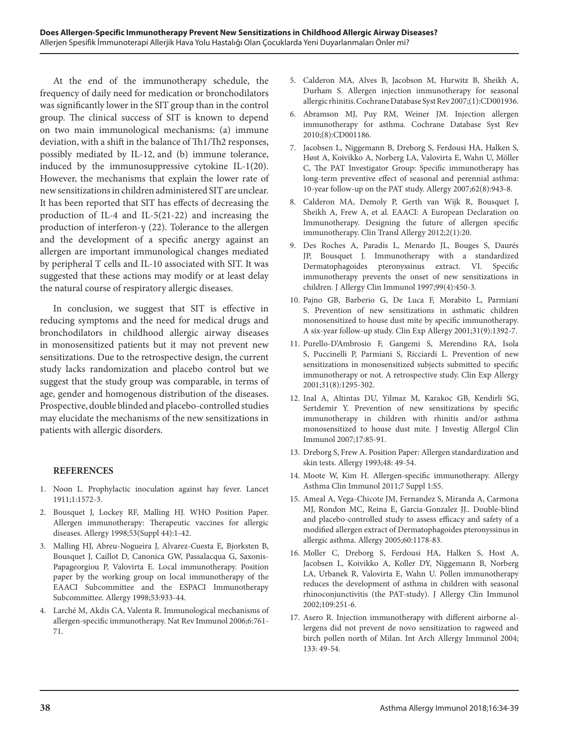At the end of the immunotherapy schedule, the frequency of daily need for medication or bronchodilators was significantly lower in the SIT group than in the control group. The clinical success of SIT is known to depend on two main immunological mechanisms: (a) immune deviation, with a shift in the balance of Th1/Th2 responses, possibly mediated by IL-12, and (b) immune tolerance, induced by the immunosuppressive cytokine IL-1(20). However, the mechanisms that explain the lower rate of new sensitizations in children administered SIT are unclear. It has been reported that SIT has effects of decreasing the production of IL-4 and IL-5(21-22) and increasing the production of interferon-γ (22). Tolerance to the allergen and the development of a specific anergy against an allergen are important immunological changes mediated by peripheral T cells and IL-10 associated with SIT. It was suggested that these actions may modify or at least delay the natural course of respiratory allergic diseases.

In conclusion, we suggest that SIT is effective in reducing symptoms and the need for medical drugs and bronchodilators in childhood allergic airway diseases in monosensitized patients but it may not prevent new sensitizations. Due to the retrospective design, the current study lacks randomization and placebo control but we suggest that the study group was comparable, in terms of age, gender and homogenous distribution of the diseases. Prospective, double blinded and placebo-controlled studies may elucidate the mechanisms of the new sensitizations in patients with allergic disorders.

## REFERENCES

1. Noon L. Prophylactic inoculation against hay fever. Lancet 1911;1:1572-3.
2. Bousquet J, Lockey RF, Malling HJ. WHO Position Paper. Allergen immunotherapy: Therapeutic vaccines for allergic diseases. Allergy 1998;53(Suppl 44):1-42.
3. Malling HJ, Abreu-Nogueira J, Alvarez-Cuesta E, Bjorksten B, Bousquet J, Caillot D, Canonica GW, Passalacqua G, Saxonis-Papageorgiou P, Valovirta E. Local immunotherapy. Position paper by the working group on local immunotherapy of the EAACI Subcommittee and the ESPACI Immunotherapy Subcommittee. Allergy 1998;53:933-44.
4. Larché M, Akdis CA, Valenta R. Immunological mechanisms of allergen-specific immunotherapy. Nat Rev Immunol 2006;6:761-71.
5. Calderon MA, Alves B, Jacobson M, Hurwitz B, Sheikh A, Durham S. Allergen injection immunotherapy for seasonal allergic rhinitis. Cochrane Database Syst Rev 2007;(1):CD001936.
6. Abramson MJ, Puy RM, Weiner JM. Injection allergen immunotherapy for asthma. Cochrane Database Syst Rev 2010;(8):CD001186.
7. Jacobsen L, Niggemann B, Dreborg S, Ferdousi HA, Halken S, Høst A, Koivikko A, Norberg LA, Valovirta E, Wahn U, Möller C, The PAT Investigator Group: Specific immunotherapy has long-term preventive effect of seasonal and perennial asthma: 10-year follow-up on the PAT study. Allergy 2007;62(8):943-8.
8. Calderon MA, Demoly P, Gerth van Wijk R, Bousquet J, Sheikh A, Frew A, et al. EAACI: A European Declaration on Immunotherapy. Designing the future of allergen specific immunotherapy. Clin Transl Allergy 2012;2(1):20.
9. Des Roches A, Paradis L, Menardo JL, Bouges S, Daurés JP, Bousquet J. Immunotherapy with a standardized Dermatophagoides pteronyssinus extract. VI. Specific immunotherapy prevents the onset of new sensitizations in children. J Allergy Clin Immunol 1997;99(4):450-3.
10. Pajno GB, Barberio G, De Luca F, Morabito L, Parmiani S. Prevention of new sensitizations in asthmatic children monosensitized to house dust mite by specific immunotherapy. A six-year follow-up study. Clin Exp Allergy 2001;31(9):1392-7.
11. Purello-D'Ambrosio F, Gangemi S, Merendino RA, Isola S, Puccinelli P, Parmiani S, Ricciardi L. Prevention of new sensitizations in monosensitized subjects submitted to specific immunotherapy or not. A retrospective study. Clin Exp Allergy 2001;31(8):1295-302.
12. Inal A, Altintas DU, Yilmaz M, Karakoc GB, Kendirli SG, Sertdemir Y. Prevention of new sensitizations by specific immunotherapy in children with rhinitis and/or asthma monosensitized to house dust mite. J Investig Allergol Clin Immunol 2007;17:85-91.
13. Dreborg S, Frew A. Position Paper: Allergen standardization and skin tests. Allergy 1993;48: 49-54.
14. Moote W, Kim H. Allergen-specific immunotherapy. Allergy Asthma Clin Immunol 2011;7 Suppl 1:S5.
15. Ameal A, Vega-Chicote JM, Fernandez S, Miranda A, Carmona MJ, Rondon MC, Reina E, Garcia-Gonzalez JJ.. Double-blind and placebo-controlled study to assess efficacy and safety of a modified allergen extract of Dermatophagoides pteronyssinus in allergic asthma. Allergy 2005;60:1178-83.
16. Moller C, Dreborg S, Ferdousi HA, Halken S, Host A, Jacobsen L, Koivikko A, Koller DY, Niggemann B, Norberg LA, Urbanek R, Valovirta E, Wahn U. Pollen immunotherapy reduces the development of asthma in children with seasonal rhinoconjunctivitis (the PAT-study). J Allergy Clin Immunol 2002;109:251-6.
17. Asero R. Injection immunotherapy with different airborne allergens did not prevent de novo sensitization to ragweed and birch pollen north of Milan. Int Arch Allergy Immunol 2004; 133: 49-54.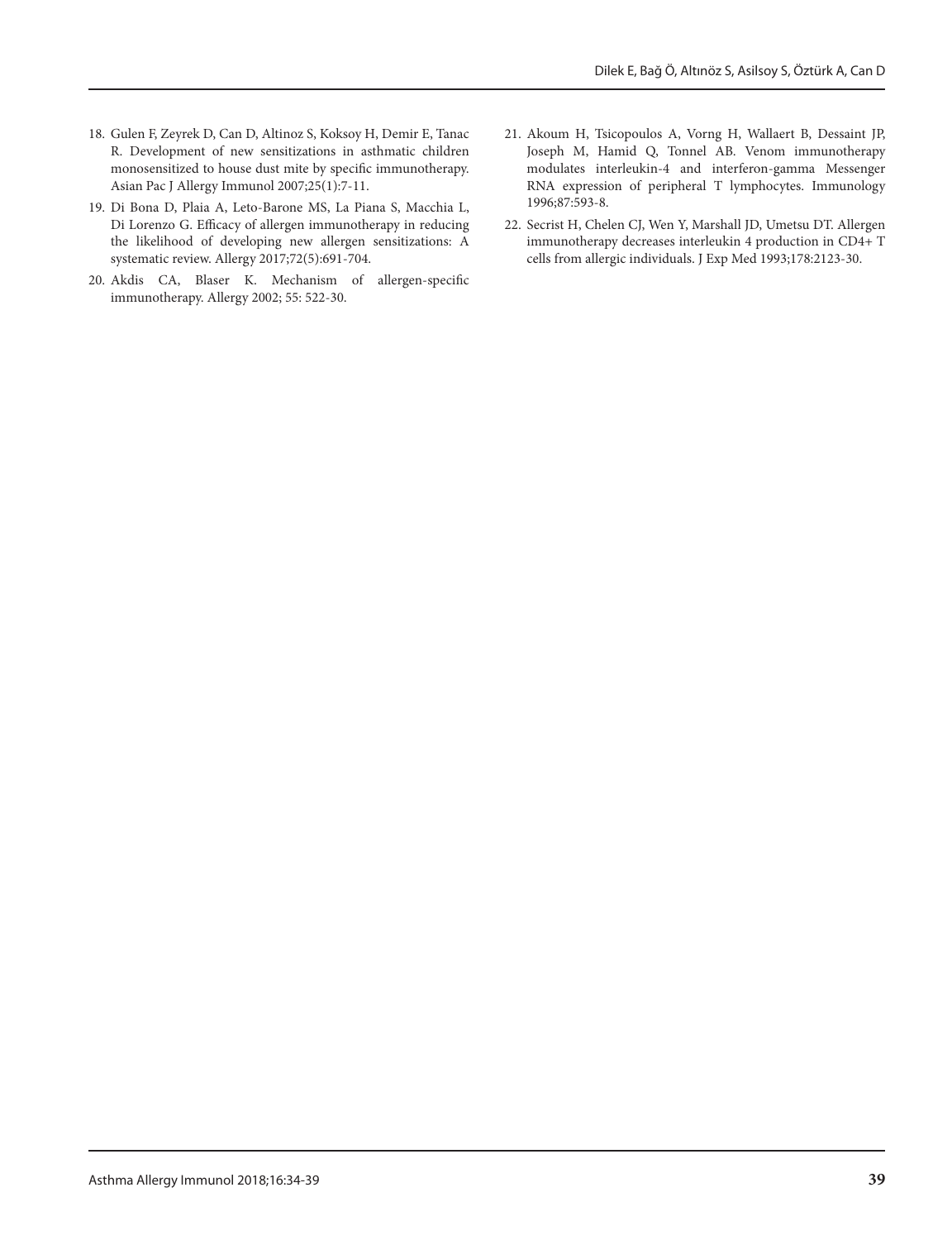18. Gulen F, Zeyrek D, Can D, Altinoz S, Koksoy H, Demir E, Tanac R. Development of new sensitizations in asthmatic children monosensitized to house dust mite by specific immunotherapy. Asian Pac J Allergy Immunol 2007;25(1):7-11.
19. Di Bona D, Plaia A, Leto-Barone MS, La Piana S, Macchia L, Di Lorenzo G. Efficacy of allergen immunotherapy in reducing the likelihood of developing new allergen sensitizations: A systematic review. Allergy 2017;72(5):691-704.
20. Akdis CA, Blaser K. Mechanism of allergen-specific immunotherapy. Allergy 2002; 55: 522-30.
21. Akoum H, Tsicopoulos A, Vorng H, Wallaert B, Dessaint JP, Joseph M, Hamid Q, Tonnel AB. Venom immunotherapy modulates interleukin-4 and interferon-gamma Messenger RNA expression of peripheral T lymphocytes. Immunology 1996;87:593-8.
22. Secrist H, Chelen CJ, Wen Y, Marshall JD, Umetsu DT. Allergen immunotherapy decreases interleukin 4 production in CD4+ T cells from allergic individuals. J Exp Med 1993;178:2123-30.